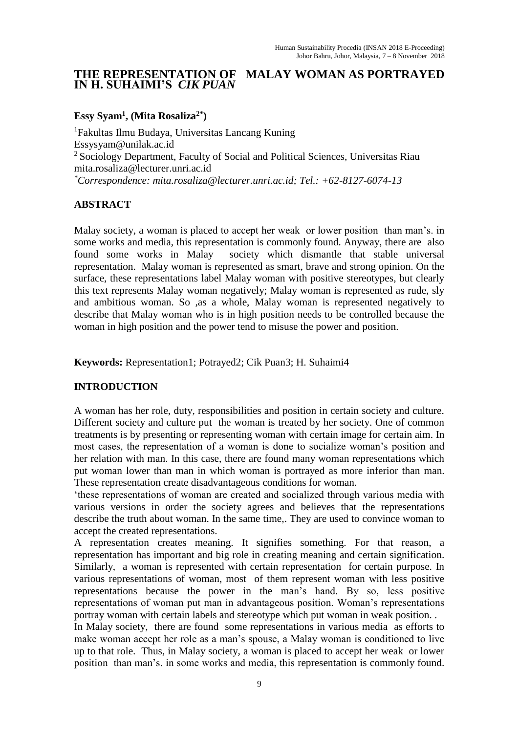# THE REPRESENTATION OF MALAY WOMAN AS PORTRAYED IN H. SUHAIMI'S *CIK PUAN*

**Essy Syam[1], (Mita Rosaliza[2*])**

[1]Fakultas Ilmu Budaya, Universitas Lancang Kuning
Essysyam@unilak.ac.id
[2] Sociology Department, Faculty of Social and Political Sciences, Universitas Riau
mita.rosaliza@lecturer.unri.ac.id
[*]*Correspondence: mita.rosaliza@lecturer.unri.ac.id; Tel.: +62-8127-6074-13*

## ABSTRACT

Malay society, a woman is placed to accept her weak or lower position than man's. in some works and media, this representation is commonly found. Anyway, there are also found some works in Malay society which dismantle that stable universal representation. Malay woman is represented as smart, brave and strong opinion. On the surface, these representations label Malay woman with positive stereotypes, but clearly this text represents Malay woman negatively; Malay woman is represented as rude, sly and ambitious woman. So ,as a whole, Malay woman is represented negatively to describe that Malay woman who is in high position needs to be controlled because the woman in high position and the power tend to misuse the power and position.

**Keywords:** Representation1; Potrayed2; Cik Puan3; H. Suhaimi4

## INTRODUCTION

A woman has her role, duty, responsibilities and position in certain society and culture. Different society and culture put the woman is treated by her society. One of common treatments is by presenting or representing woman with certain image for certain aim. In most cases, the representation of a woman is done to socialize woman's position and her relation with man. In this case, there are found many woman representations which put woman lower than man in which woman is portrayed as more inferior than man. These representation create disadvantageous conditions for woman.

'these representations of woman are created and socialized through various media with various versions in order the society agrees and believes that the representations describe the truth about woman. In the same time,. They are used to convince woman to accept the created representations.

A representation creates meaning. It signifies something. For that reason, a representation has important and big role in creating meaning and certain signification. Similarly, a woman is represented with certain representation for certain purpose. In various representations of woman, most of them represent woman with less positive representations because the power in the man's hand. By so, less positive representations of woman put man in advantageous position. Woman's representations portray woman with certain labels and stereotype which put woman in weak position. .

In Malay society, there are found some representations in various media as efforts to make woman accept her role as a man's spouse, a Malay woman is conditioned to live up to that role. Thus, in Malay society, a woman is placed to accept her weak or lower position than man's. in some works and media, this representation is commonly found.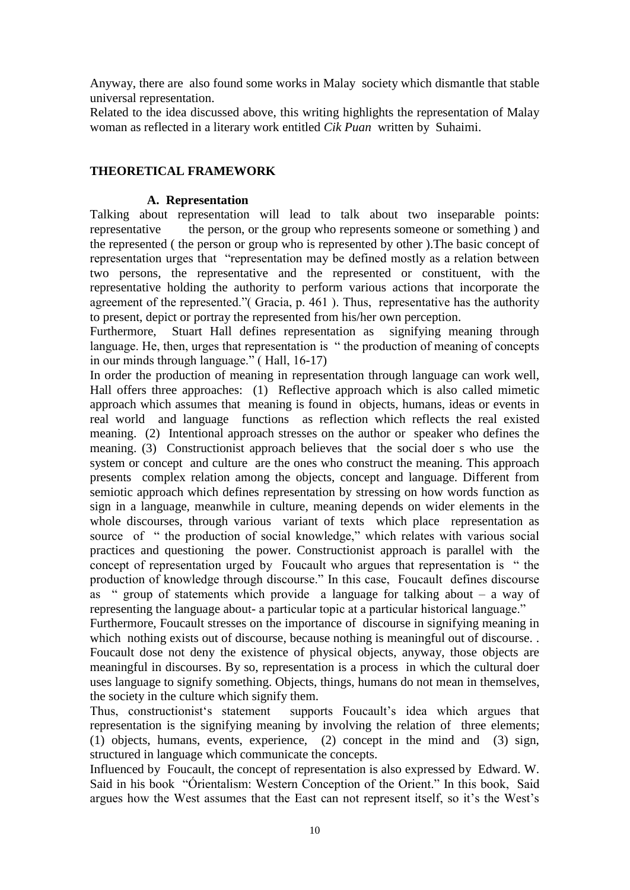Anyway, there are also found some works in Malay society which dismantle that stable universal representation.

Related to the idea discussed above, this writing highlights the representation of Malay woman as reflected in a literary work entitled *Cik Puan* written by Suhaimi.

## THEORETICAL FRAMEWORK

### A. Representation

Talking about representation will lead to talk about two inseparable points: representative the person, or the group who represents someone or something ) and the represented ( the person or group who is represented by other ).The basic concept of representation urges that "representation may be defined mostly as a relation between two persons, the representative and the represented or constituent, with the representative holding the authority to perform various actions that incorporate the agreement of the represented."( Gracia, p. 461 ). Thus, representative has the authority to present, depict or portray the represented from his/her own perception.

Furthermore, Stuart Hall defines representation as signifying meaning through language. He, then, urges that representation is " the production of meaning of concepts in our minds through language." ( Hall, 16-17)

In order the production of meaning in representation through language can work well, Hall offers three approaches: (1) Reflective approach which is also called mimetic approach which assumes that meaning is found in objects, humans, ideas or events in real world and language functions as reflection which reflects the real existed meaning. (2) Intentional approach stresses on the author or speaker who defines the meaning. (3) Constructionist approach believes that the social doer s who use the system or concept and culture are the ones who construct the meaning. This approach presents complex relation among the objects, concept and language. Different from semiotic approach which defines representation by stressing on how words function as sign in a language, meanwhile in culture, meaning depends on wider elements in the whole discourses, through various variant of texts which place representation as source of " the production of social knowledge," which relates with various social practices and questioning the power. Constructionist approach is parallel with the concept of representation urged by Foucault who argues that representation is " the production of knowledge through discourse." In this case, Foucault defines discourse as " group of statements which provide a language for talking about – a way of representing the language about- a particular topic at a particular historical language."

Furthermore, Foucault stresses on the importance of discourse in signifying meaning in which nothing exists out of discourse, because nothing is meaningful out of discourse. . Foucault dose not deny the existence of physical objects, anyway, those objects are meaningful in discourses. By so, representation is a process in which the cultural doer uses language to signify something. Objects, things, humans do not mean in themselves, the society in the culture which signify them.

Thus, constructionist's statement supports Foucault's idea which argues that representation is the signifying meaning by involving the relation of three elements; (1) objects, humans, events, experience, (2) concept in the mind and (3) sign, structured in language which communicate the concepts.

Influenced by Foucault, the concept of representation is also expressed by Edward. W. Said in his book "Órientalism: Western Conception of the Orient." In this book, Said argues how the West assumes that the East can not represent itself, so it's the West's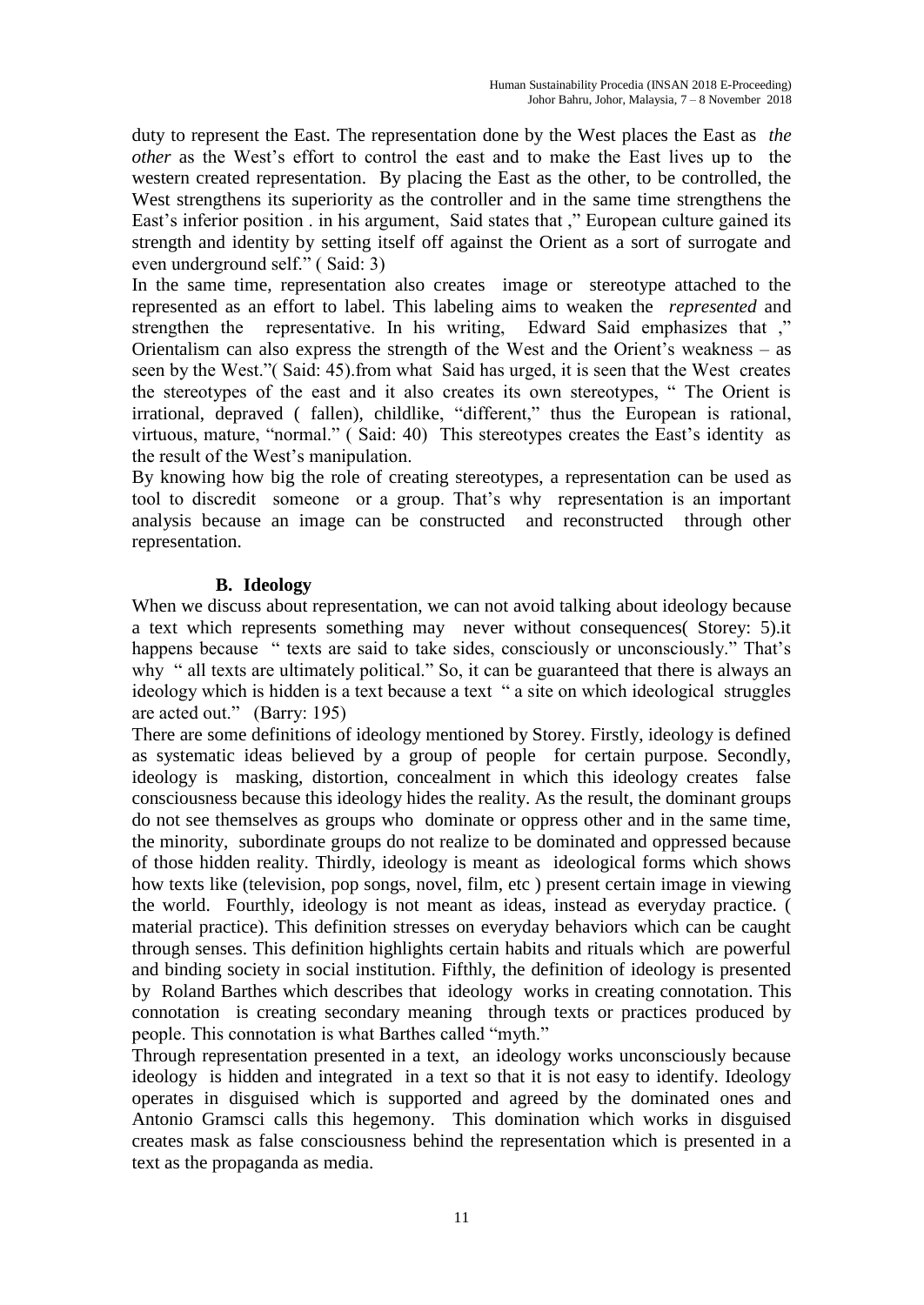duty to represent the East. The representation done by the West places the East as *the other* as the West's effort to control the east and to make the East lives up to the western created representation. By placing the East as the other, to be controlled, the West strengthens its superiority as the controller and in the same time strengthens the East's inferior position . in his argument, Said states that ," European culture gained its strength and identity by setting itself off against the Orient as a sort of surrogate and even underground self." ( Said: 3)

In the same time, representation also creates image or stereotype attached to the represented as an effort to label. This labeling aims to weaken the *represented* and strengthen the representative. In his writing, Edward Said emphasizes that ," Orientalism can also express the strength of the West and the Orient's weakness – as seen by the West."( Said: 45).from what Said has urged, it is seen that the West creates the stereotypes of the east and it also creates its own stereotypes, " The Orient is irrational, depraved ( fallen), childlike, "different," thus the European is rational, virtuous, mature, "normal." ( Said: 40) This stereotypes creates the East's identity as the result of the West's manipulation.

By knowing how big the role of creating stereotypes, a representation can be used as tool to discredit someone or a group. That's why representation is an important analysis because an image can be constructed and reconstructed through other representation.

## B. Ideology

When we discuss about representation, we can not avoid talking about ideology because a text which represents something may never without consequences( Storey: 5).it happens because " texts are said to take sides, consciously or unconsciously." That's why " all texts are ultimately political." So, it can be guaranteed that there is always an ideology which is hidden is a text because a text " a site on which ideological struggles are acted out." (Barry: 195)

There are some definitions of ideology mentioned by Storey. Firstly, ideology is defined as systematic ideas believed by a group of people for certain purpose. Secondly, ideology is masking, distortion, concealment in which this ideology creates false consciousness because this ideology hides the reality. As the result, the dominant groups do not see themselves as groups who dominate or oppress other and in the same time, the minority, subordinate groups do not realize to be dominated and oppressed because of those hidden reality. Thirdly, ideology is meant as ideological forms which shows how texts like (television, pop songs, novel, film, etc ) present certain image in viewing the world. Fourthly, ideology is not meant as ideas, instead as everyday practice. ( material practice). This definition stresses on everyday behaviors which can be caught through senses. This definition highlights certain habits and rituals which are powerful and binding society in social institution. Fifthly, the definition of ideology is presented by Roland Barthes which describes that ideology works in creating connotation. This connotation is creating secondary meaning through texts or practices produced by people. This connotation is what Barthes called "myth."

Through representation presented in a text, an ideology works unconsciously because ideology is hidden and integrated in a text so that it is not easy to identify. Ideology operates in disguised which is supported and agreed by the dominated ones and Antonio Gramsci calls this hegemony. This domination which works in disguised creates mask as false consciousness behind the representation which is presented in a text as the propaganda as media.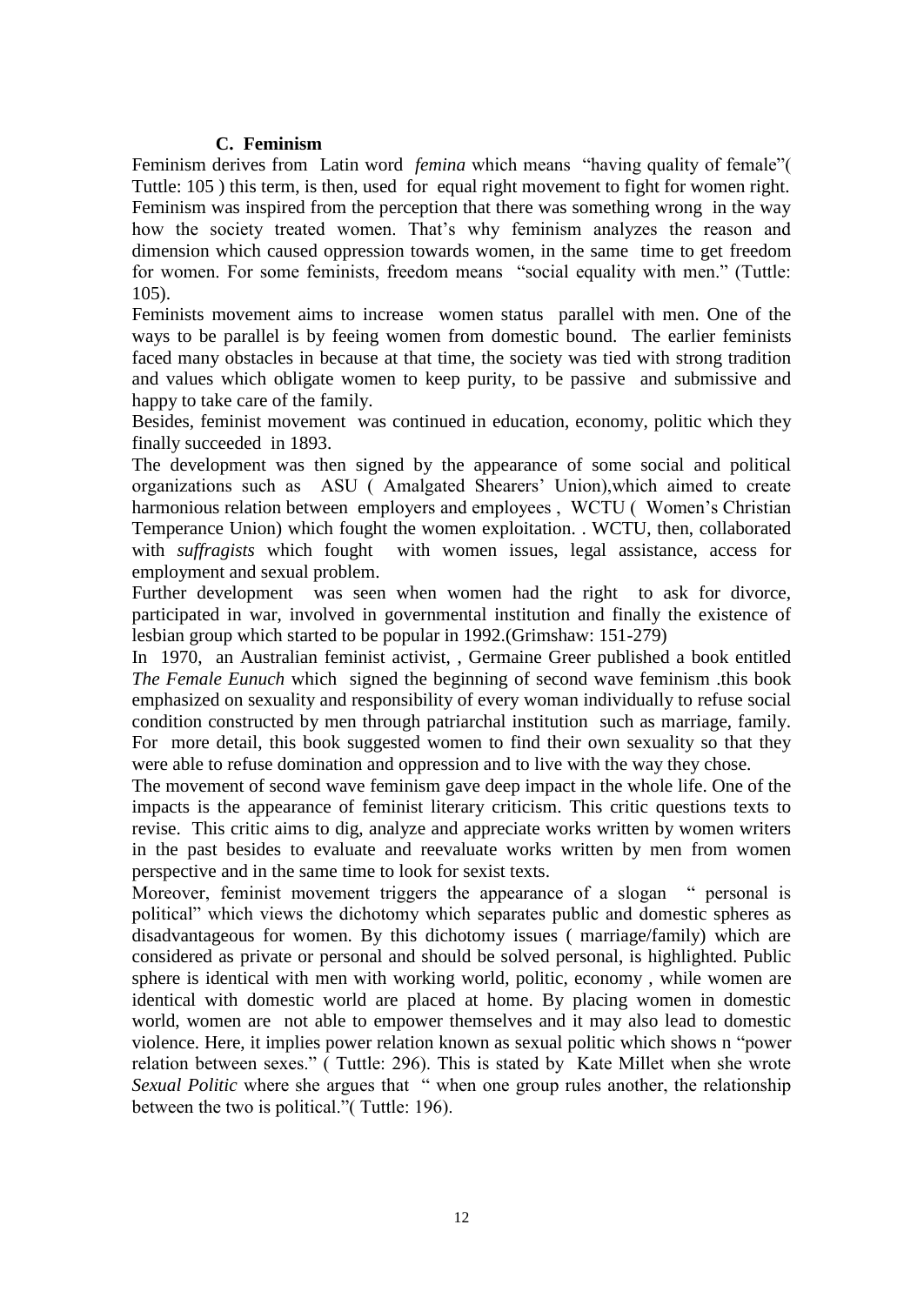### C. Feminism

Feminism derives from Latin word *femina* which means "having quality of female"( Tuttle: 105 ) this term, is then, used for equal right movement to fight for women right. Feminism was inspired from the perception that there was something wrong in the way how the society treated women. That's why feminism analyzes the reason and dimension which caused oppression towards women, in the same time to get freedom for women. For some feminists, freedom means "social equality with men." (Tuttle: 105).

Feminists movement aims to increase women status parallel with men. One of the ways to be parallel is by feeing women from domestic bound. The earlier feminists faced many obstacles in because at that time, the society was tied with strong tradition and values which obligate women to keep purity, to be passive and submissive and happy to take care of the family.

Besides, feminist movement was continued in education, economy, politic which they finally succeeded in 1893.

The development was then signed by the appearance of some social and political organizations such as ASU ( Amalgated Shearers' Union),which aimed to create harmonious relation between employers and employees , WCTU ( Women's Christian Temperance Union) which fought the women exploitation. . WCTU, then, collaborated with *suffragists* which fought with women issues, legal assistance, access for employment and sexual problem.

Further development was seen when women had the right to ask for divorce, participated in war, involved in governmental institution and finally the existence of lesbian group which started to be popular in 1992.(Grimshaw: 151-279)

In 1970, an Australian feminist activist, , Germaine Greer published a book entitled *The Female Eunuch* which signed the beginning of second wave feminism .this book emphasized on sexuality and responsibility of every woman individually to refuse social condition constructed by men through patriarchal institution such as marriage, family. For more detail, this book suggested women to find their own sexuality so that they were able to refuse domination and oppression and to live with the way they chose.

The movement of second wave feminism gave deep impact in the whole life. One of the impacts is the appearance of feminist literary criticism. This critic questions texts to revise. This critic aims to dig, analyze and appreciate works written by women writers in the past besides to evaluate and reevaluate works written by men from women perspective and in the same time to look for sexist texts.

Moreover, feminist movement triggers the appearance of a slogan " personal is political" which views the dichotomy which separates public and domestic spheres as disadvantageous for women. By this dichotomy issues ( marriage/family) which are considered as private or personal and should be solved personal, is highlighted. Public sphere is identical with men with working world, politic, economy , while women are identical with domestic world are placed at home. By placing women in domestic world, women are not able to empower themselves and it may also lead to domestic violence. Here, it implies power relation known as sexual politic which shows n "power relation between sexes." ( Tuttle: 296). This is stated by Kate Millet when she wrote *Sexual Politic* where she argues that " when one group rules another, the relationship between the two is political."( Tuttle: 196).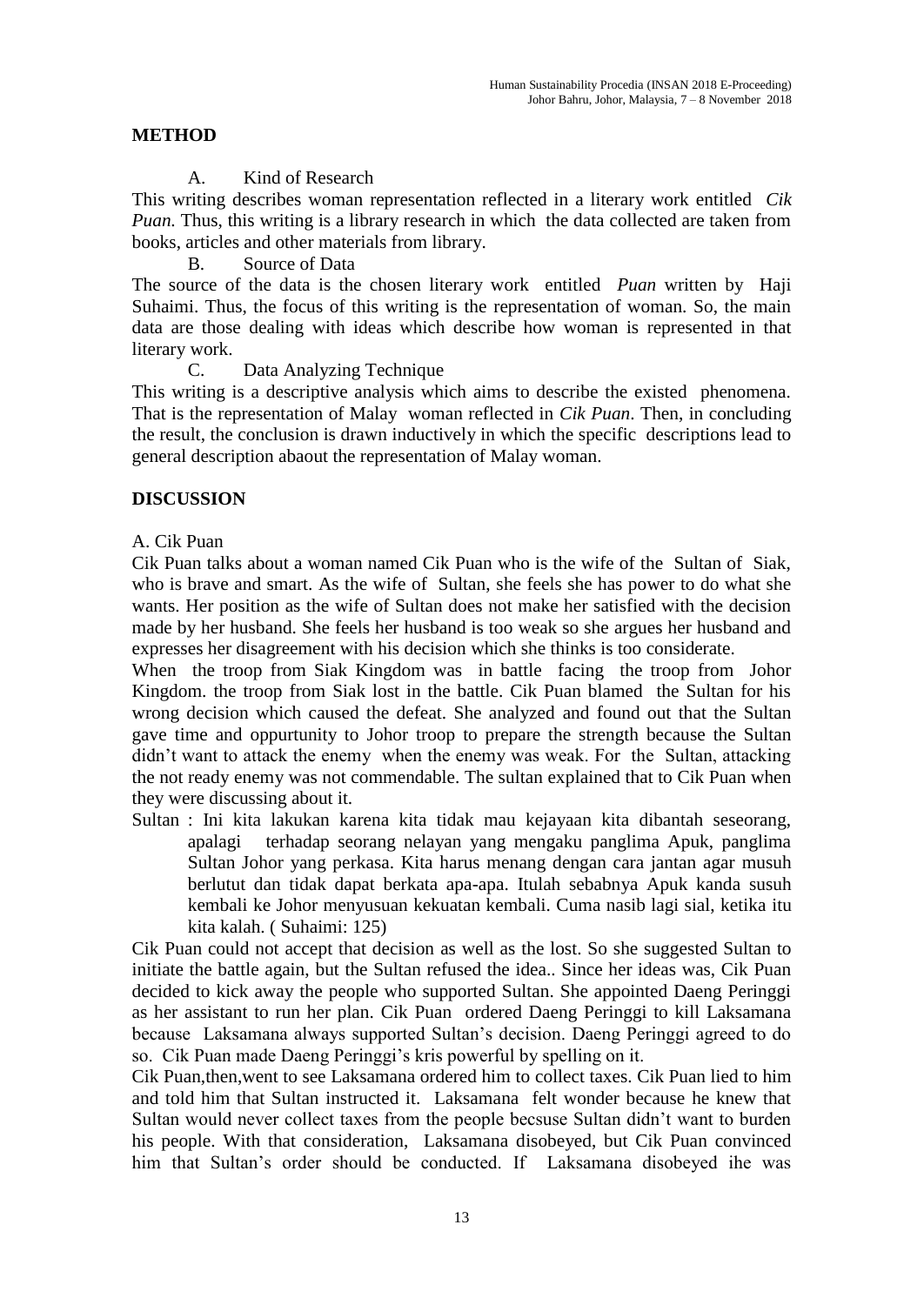## METHOD

A. Kind of Research

This writing describes woman representation reflected in a literary work entitled *Cik Puan.* Thus, this writing is a library research in which the data collected are taken from books, articles and other materials from library.

B. Source of Data

The source of the data is the chosen literary work entitled *Puan* written by Haji Suhaimi. Thus, the focus of this writing is the representation of woman. So, the main data are those dealing with ideas which describe how woman is represented in that literary work.

C. Data Analyzing Technique

This writing is a descriptive analysis which aims to describe the existed phenomena. That is the representation of Malay woman reflected in *Cik Puan*. Then, in concluding the result, the conclusion is drawn inductively in which the specific descriptions lead to general description abaout the representation of Malay woman.

## DISCUSSION

A. Cik Puan

Cik Puan talks about a woman named Cik Puan who is the wife of the Sultan of Siak, who is brave and smart. As the wife of Sultan, she feels she has power to do what she wants. Her position as the wife of Sultan does not make her satisfied with the decision made by her husband. She feels her husband is too weak so she argues her husband and expresses her disagreement with his decision which she thinks is too considerate.

When the troop from Siak Kingdom was in battle facing the troop from Johor Kingdom. the troop from Siak lost in the battle. Cik Puan blamed the Sultan for his wrong decision which caused the defeat. She analyzed and found out that the Sultan gave time and oppurtunity to Johor troop to prepare the strength because the Sultan didn't want to attack the enemy when the enemy was weak. For the Sultan, attacking the not ready enemy was not commendable. The sultan explained that to Cik Puan when they were discussing about it.

Sultan : Ini kita lakukan karena kita tidak mau kejayaan kita dibantah seseorang, apalagi terhadap seorang nelayan yang mengaku panglima Apuk, panglima Sultan Johor yang perkasa. Kita harus menang dengan cara jantan agar musuh berlutut dan tidak dapat berkata apa-apa. Itulah sebabnya Apuk kanda susuh kembali ke Johor menyusuan kekuatan kembali. Cuma nasib lagi sial, ketika itu kita kalah. ( Suhaimi: 125)

Cik Puan could not accept that decision as well as the lost. So she suggested Sultan to initiate the battle again, but the Sultan refused the idea.. Since her ideas was, Cik Puan decided to kick away the people who supported Sultan. She appointed Daeng Peringgi as her assistant to run her plan. Cik Puan ordered Daeng Peringgi to kill Laksamana because Laksamana always supported Sultan's decision. Daeng Peringgi agreed to do so. Cik Puan made Daeng Peringgi's kris powerful by spelling on it.

Cik Puan,then,went to see Laksamana ordered him to collect taxes. Cik Puan lied to him and told him that Sultan instructed it. Laksamana felt wonder because he knew that Sultan would never collect taxes from the people becsuse Sultan didn't want to burden his people. With that consideration, Laksamana disobeyed, but Cik Puan convinced him that Sultan's order should be conducted. If Laksamana disobeyed ihe was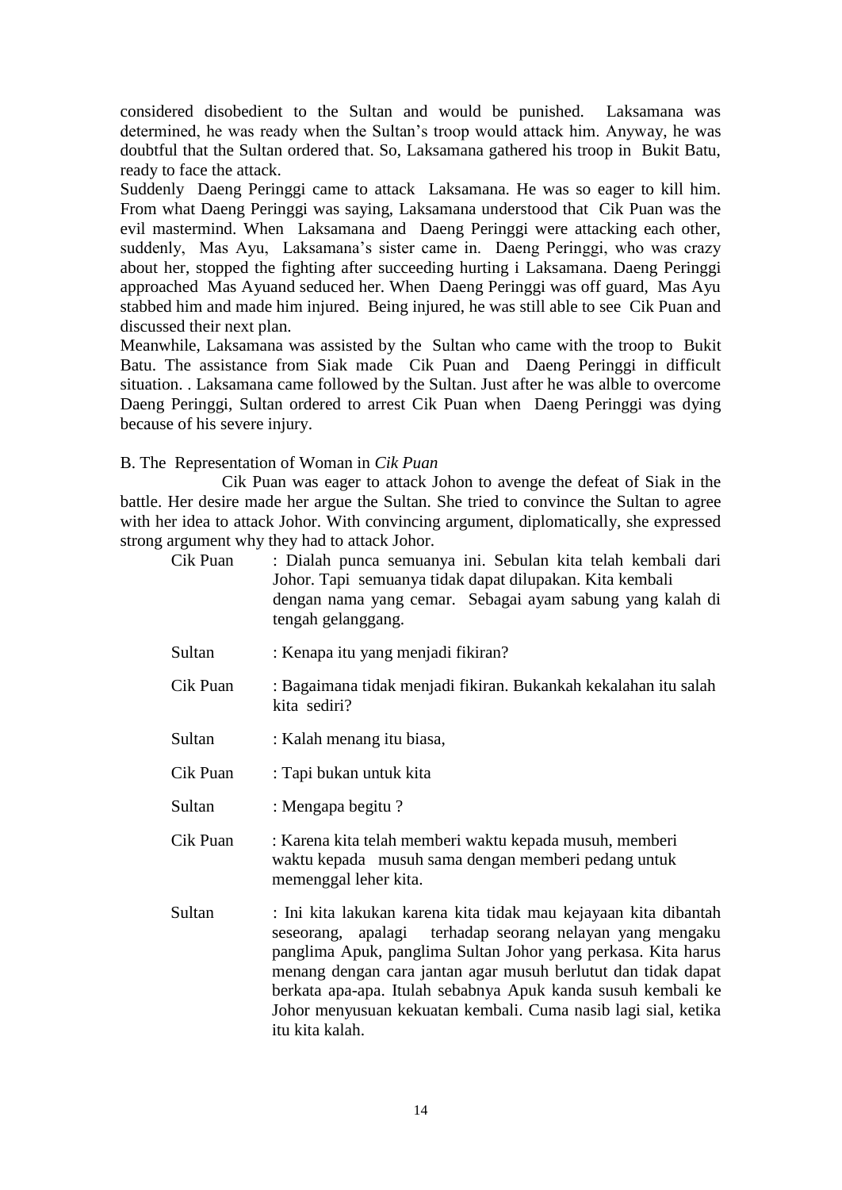considered disobedient to the Sultan and would be punished. Laksamana was determined, he was ready when the Sultan's troop would attack him. Anyway, he was doubtful that the Sultan ordered that. So, Laksamana gathered his troop in Bukit Batu, ready to face the attack.

Suddenly Daeng Peringgi came to attack Laksamana. He was so eager to kill him. From what Daeng Peringgi was saying, Laksamana understood that Cik Puan was the evil mastermind. When Laksamana and Daeng Peringgi were attacking each other, suddenly, Mas Ayu, Laksamana's sister came in. Daeng Peringgi, who was crazy about her, stopped the fighting after succeeding hurting i Laksamana. Daeng Peringgi approached Mas Ayuand seduced her. When Daeng Peringgi was off guard, Mas Ayu stabbed him and made him injured. Being injured, he was still able to see Cik Puan and discussed their next plan.

Meanwhile, Laksamana was assisted by the Sultan who came with the troop to Bukit Batu. The assistance from Siak made Cik Puan and Daeng Peringgi in difficult situation. . Laksamana came followed by the Sultan. Just after he was alble to overcome Daeng Peringgi, Sultan ordered to arrest Cik Puan when Daeng Peringgi was dying because of his severe injury.

B. The Representation of Woman in *Cik Puan*

Cik Puan was eager to attack Johon to avenge the defeat of Siak in the battle. Her desire made her argue the Sultan. She tried to convince the Sultan to agree with her idea to attack Johor. With convincing argument, diplomatically, she expressed strong argument why they had to attack Johor.

Cik Puan : Dialah punca semuanya ini. Sebulan kita telah kembali dari Johor. Tapi semuanya tidak dapat dilupakan. Kita kembali dengan nama yang cemar. Sebagai ayam sabung yang kalah di tengah gelanggang.

Sultan : Kenapa itu yang menjadi fikiran?

Cik Puan : Bagaimana tidak menjadi fikiran. Bukankah kekalahan itu salah kita sediri?

Sultan : Kalah menang itu biasa,

Cik Puan : Tapi bukan untuk kita

Sultan : Mengapa begitu ?

Cik Puan : Karena kita telah memberi waktu kepada musuh, memberi waktu kepada musuh sama dengan memberi pedang untuk memenggal leher kita.

Sultan : Ini kita lakukan karena kita tidak mau kejayaan kita dibantah seseorang, apalagi terhadap seorang nelayan yang mengaku panglima Apuk, panglima Sultan Johor yang perkasa. Kita harus menang dengan cara jantan agar musuh berlutut dan tidak dapat berkata apa-apa. Itulah sebabnya Apuk kanda susuh kembali ke Johor menyusuan kekuatan kembali. Cuma nasib lagi sial, ketika itu kita kalah.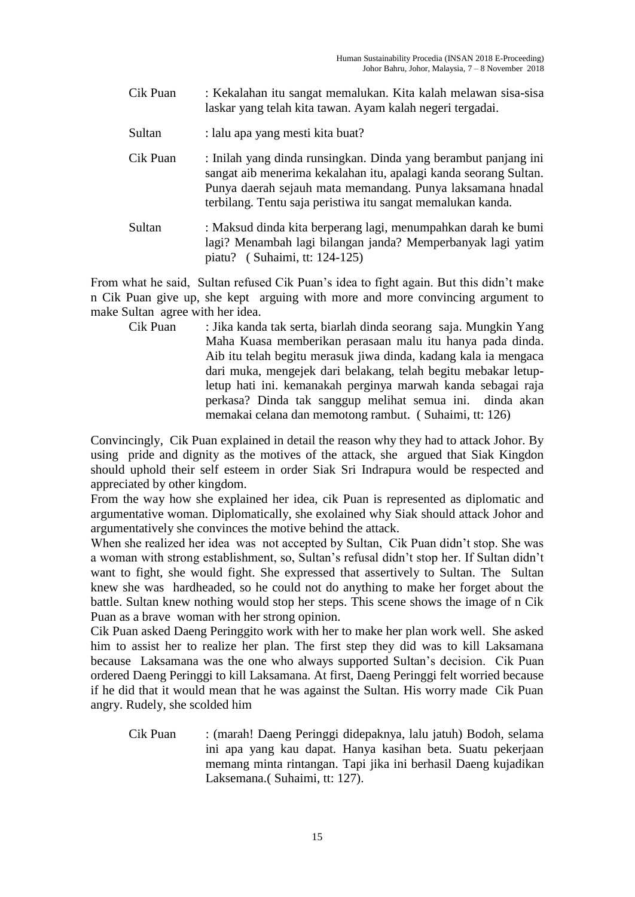Cik Puan : Kekalahan itu sangat memalukan. Kita kalah melawan sisa-sisa laskar yang telah kita tawan. Ayam kalah negeri tergadai.

Sultan : lalu apa yang mesti kita buat?

Cik Puan : Inilah yang dinda runsingkan. Dinda yang berambut panjang ini sangat aib menerima kekalahan itu, apalagi kanda seorang Sultan. Punya daerah sejauh mata memandang. Punya laksamana hnadal terbilang. Tentu saja peristiwa itu sangat memalukan kanda.

Sultan : Maksud dinda kita berperang lagi, menumpahkan darah ke bumi lagi? Menambah lagi bilangan janda? Memperbanyak lagi yatim piatu? ( Suhaimi, tt: 124-125)

From what he said, Sultan refused Cik Puan's idea to fight again. But this didn't make n Cik Puan give up, she kept arguing with more and more convincing argument to make Sultan agree with her idea.

Cik Puan : Jika kanda tak serta, biarlah dinda seorang saja. Mungkin Yang Maha Kuasa memberikan perasaan malu itu hanya pada dinda. Aib itu telah begitu merasuk jiwa dinda, kadang kala ia mengaca dari muka, mengejek dari belakang, telah begitu mebakar letup-letup hati ini. kemanakah perginya marwah kanda sebagai raja perkasa? Dinda tak sanggup melihat semua ini. dinda akan memakai celana dan memotong rambut. ( Suhaimi, tt: 126)

Convincingly, Cik Puan explained in detail the reason why they had to attack Johor. By using pride and dignity as the motives of the attack, she argued that Siak Kingdon should uphold their self esteem in order Siak Sri Indrapura would be respected and appreciated by other kingdom.

From the way how she explained her idea, cik Puan is represented as diplomatic and argumentative woman. Diplomatically, she exolained why Siak should attack Johor and argumentatively she convinces the motive behind the attack.

When she realized her idea was not accepted by Sultan, Cik Puan didn't stop. She was a woman with strong establishment, so, Sultan's refusal didn't stop her. If Sultan didn't want to fight, she would fight. She expressed that assertively to Sultan. The Sultan knew she was hardheaded, so he could not do anything to make her forget about the battle. Sultan knew nothing would stop her steps. This scene shows the image of n Cik Puan as a brave woman with her strong opinion.

Cik Puan asked Daeng Peringgito work with her to make her plan work well. She asked him to assist her to realize her plan. The first step they did was to kill Laksamana because Laksamana was the one who always supported Sultan's decision. Cik Puan ordered Daeng Peringgi to kill Laksamana. At first, Daeng Peringgi felt worried because if he did that it would mean that he was against the Sultan. His worry made Cik Puan angry. Rudely, she scolded him

Cik Puan : (marah! Daeng Peringgi didepaknya, lalu jatuh) Bodoh, selama ini apa yang kau dapat. Hanya kasihan beta. Suatu pekerjaan memang minta rintangan. Tapi jika ini berhasil Daeng kujadikan Laksemana.( Suhaimi, tt: 127).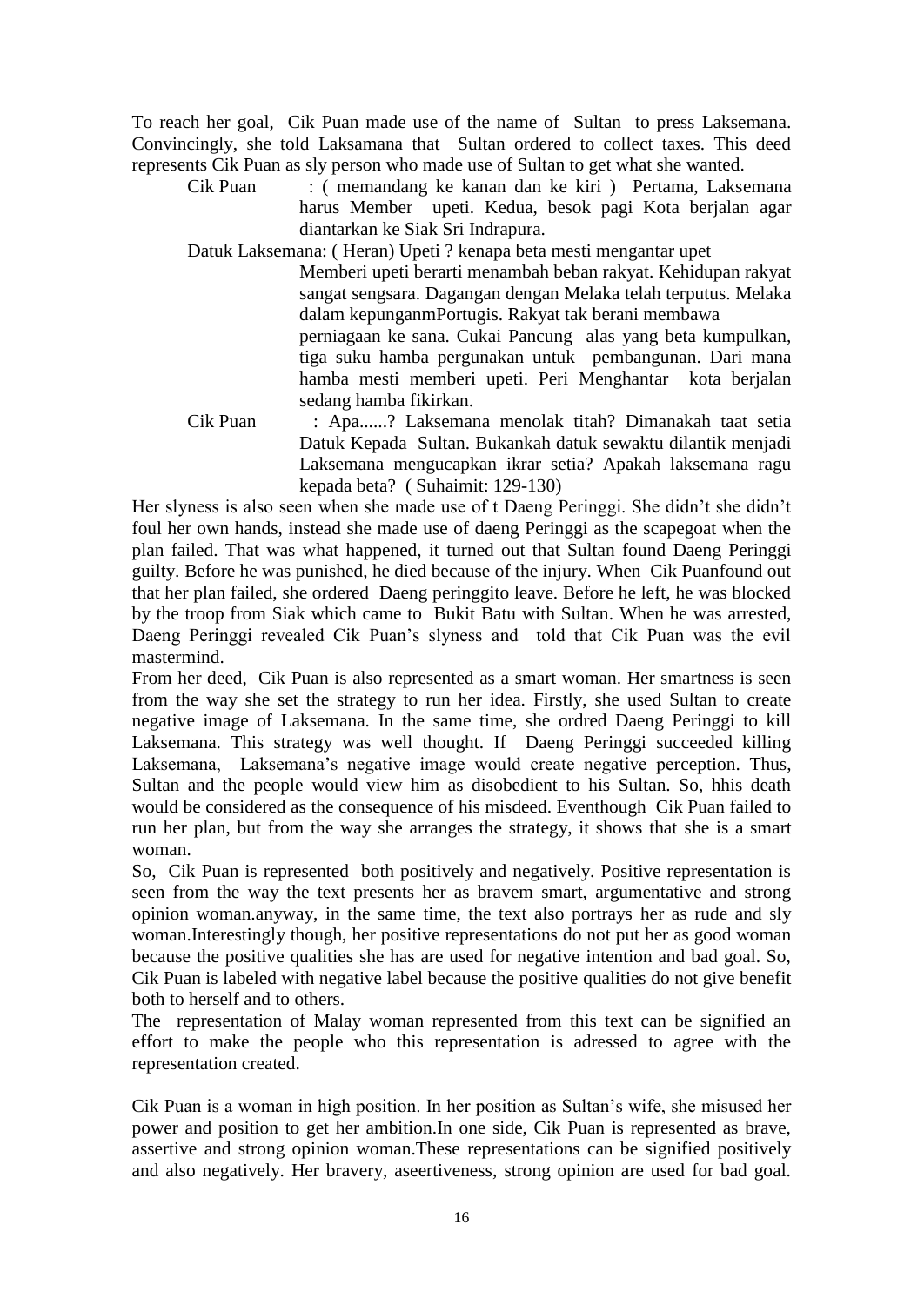To reach her goal, Cik Puan made use of the name of Sultan to press Laksemana. Convincingly, she told Laksamana that Sultan ordered to collect taxes. This deed represents Cik Puan as sly person who made use of Sultan to get what she wanted.

> Cik Puan : ( memandang ke kanan dan ke kiri ) Pertama, Laksemana harus Member upeti. Kedua, besok pagi Kota berjalan agar diantarkan ke Siak Sri Indrapura.
>
> Datuk Laksemana: ( Heran) Upeti ? kenapa beta mesti mengantar upet Memberi upeti berarti menambah beban rakyat. Kehidupan rakyat sangat sengsara. Dagangan dengan Melaka telah terputus. Melaka dalam kepunganmPortugis. Rakyat tak berani membawa perniagaan ke sana. Cukai Pancung alas yang beta kumpulkan, tiga suku hamba pergunakan untuk pembangunan. Dari mana hamba mesti memberi upeti. Peri Menghantar kota berjalan sedang hamba fikirkan.
>
> Cik Puan : Apa......? Laksemana menolak titah? Dimanakah taat setia Datuk Kepada Sultan. Bukankah datuk sewaktu dilantik menjadi Laksemana mengucapkan ikrar setia? Apakah laksemana ragu kepada beta? ( Suhaimit: 129-130)

Her slyness is also seen when she made use of t Daeng Peringgi. She didn't she didn't foul her own hands, instead she made use of daeng Peringgi as the scapegoat when the plan failed. That was what happened, it turned out that Sultan found Daeng Peringgi guilty. Before he was punished, he died because of the injury. When Cik Puanfound out that her plan failed, she ordered Daeng peringgito leave. Before he left, he was blocked by the troop from Siak which came to Bukit Batu with Sultan. When he was arrested, Daeng Peringgi revealed Cik Puan's slyness and told that Cik Puan was the evil mastermind.

From her deed, Cik Puan is also represented as a smart woman. Her smartness is seen from the way she set the strategy to run her idea. Firstly, she used Sultan to create negative image of Laksemana. In the same time, she ordred Daeng Peringgi to kill Laksemana. This strategy was well thought. If Daeng Peringgi succeeded killing Laksemana, Laksemana's negative image would create negative perception. Thus, Sultan and the people would view him as disobedient to his Sultan. So, hhis death would be considered as the consequence of his misdeed. Eventhough Cik Puan failed to run her plan, but from the way she arranges the strategy, it shows that she is a smart woman.

So, Cik Puan is represented both positively and negatively. Positive representation is seen from the way the text presents her as bravem smart, argumentative and strong opinion woman.anyway, in the same time, the text also portrays her as rude and sly woman.Interestingly though, her positive representations do not put her as good woman because the positive qualities she has are used for negative intention and bad goal. So, Cik Puan is labeled with negative label because the positive qualities do not give benefit both to herself and to others.

The representation of Malay woman represented from this text can be signified an effort to make the people who this representation is adressed to agree with the representation created.

Cik Puan is a woman in high position. In her position as Sultan's wife, she misused her power and position to get her ambition.In one side, Cik Puan is represented as brave, assertive and strong opinion woman.These representations can be signified positively and also negatively. Her bravery, aseertiveness, strong opinion are used for bad goal.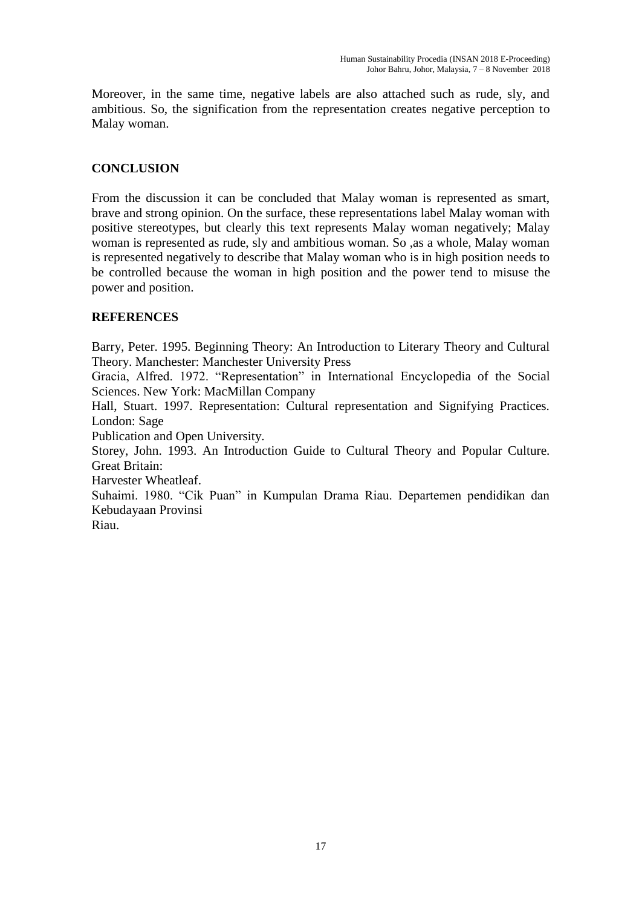Moreover, in the same time, negative labels are also attached such as rude, sly, and ambitious. So, the signification from the representation creates negative perception to Malay woman.

## CONCLUSION

From the discussion it can be concluded that Malay woman is represented as smart, brave and strong opinion. On the surface, these representations label Malay woman with positive stereotypes, but clearly this text represents Malay woman negatively; Malay woman is represented as rude, sly and ambitious woman. So ,as a whole, Malay woman is represented negatively to describe that Malay woman who is in high position needs to be controlled because the woman in high position and the power tend to misuse the power and position.

## REFERENCES

Barry, Peter. 1995. Beginning Theory: An Introduction to Literary Theory and Cultural Theory. Manchester: Manchester University Press

Gracia, Alfred. 1972. "Representation" in International Encyclopedia of the Social Sciences. New York: MacMillan Company

Hall, Stuart. 1997. Representation: Cultural representation and Signifying Practices. London: Sage Publication and Open University.

Storey, John. 1993. An Introduction Guide to Cultural Theory and Popular Culture. Great Britain: Harvester Wheatleaf.

Suhaimi. 1980. "Cik Puan" in Kumpulan Drama Riau. Departemen pendidikan dan Kebudayaan Provinsi Riau.